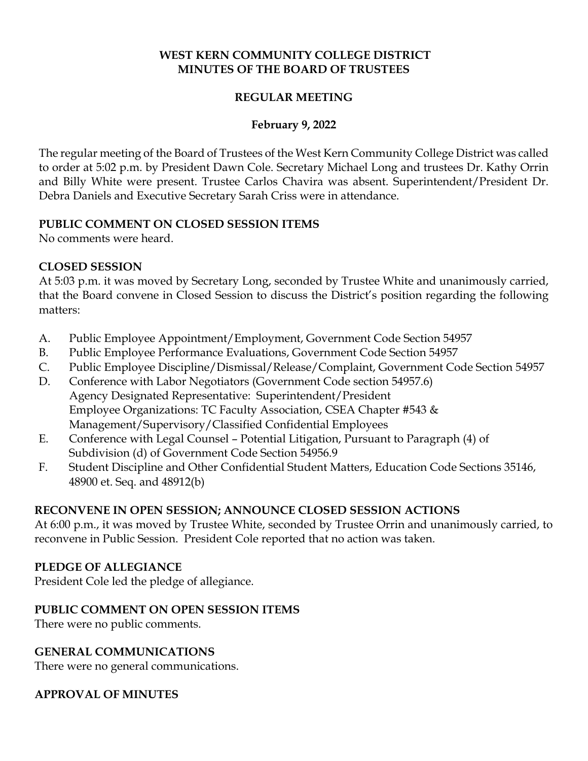# WEST KERN COMMUNITY COLLEGE DISTRICT
# MINUTES OF THE BOARD OF TRUSTEES

## REGULAR MEETING

**February 9, 2022**

The regular meeting of the Board of Trustees of the West Kern Community College District was called to order at 5:02 p.m. by President Dawn Cole. Secretary Michael Long and trustees Dr. Kathy Orrin and Billy White were present. Trustee Carlos Chavira was absent. Superintendent/President Dr. Debra Daniels and Executive Secretary Sarah Criss were in attendance.

**PUBLIC COMMENT ON CLOSED SESSION ITEMS**
No comments were heard.

**CLOSED SESSION**
At 5:03 p.m. it was moved by Secretary Long, seconded by Trustee White and unanimously carried, that the Board convene in Closed Session to discuss the District's position regarding the following matters:

A. Public Employee Appointment/Employment, Government Code Section 54957
B. Public Employee Performance Evaluations, Government Code Section 54957
C. Public Employee Discipline/Dismissal/Release/Complaint, Government Code Section 54957
D. Conference with Labor Negotiators (Government Code section 54957.6)
   Agency Designated Representative: Superintendent/President
   Employee Organizations: TC Faculty Association, CSEA Chapter #543 & Management/Supervisory/Classified Confidential Employees
E. Conference with Legal Counsel – Potential Litigation, Pursuant to Paragraph (4) of Subdivision (d) of Government Code Section 54956.9
F. Student Discipline and Other Confidential Student Matters, Education Code Sections 35146, 48900 et. Seq. and 48912(b)

**RECONVENE IN OPEN SESSION; ANNOUNCE CLOSED SESSION ACTIONS**
At 6:00 p.m., it was moved by Trustee White, seconded by Trustee Orrin and unanimously carried, to reconvene in Public Session. President Cole reported that no action was taken.

**PLEDGE OF ALLEGIANCE**
President Cole led the pledge of allegiance.

**PUBLIC COMMENT ON OPEN SESSION ITEMS**
There were no public comments.

**GENERAL COMMUNICATIONS**
There were no general communications.

**APPROVAL OF MINUTES**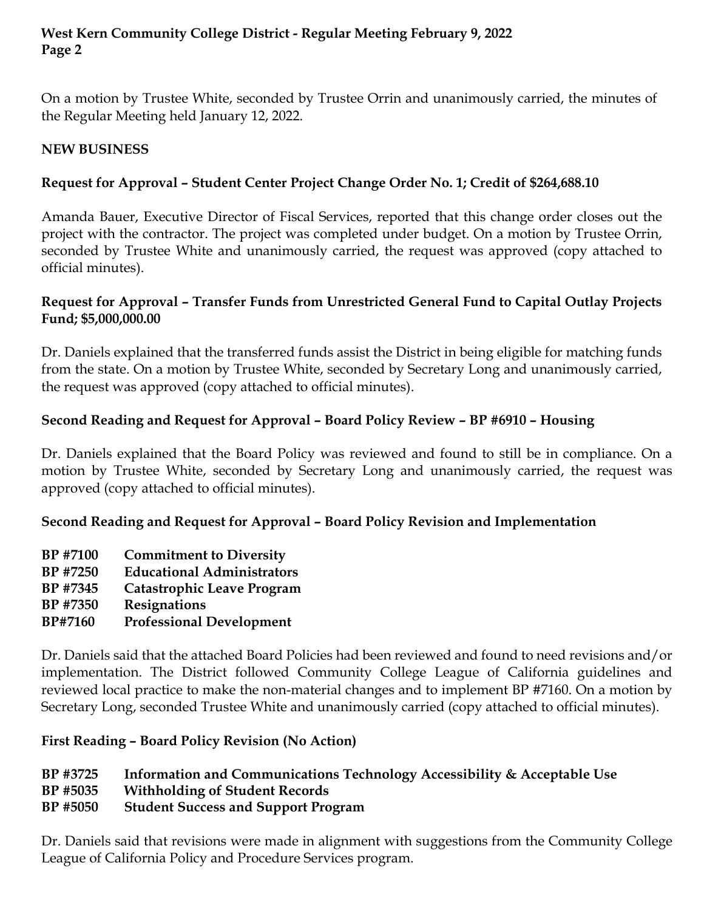On a motion by Trustee White, seconded by Trustee Orrin and unanimously carried, the minutes of the Regular Meeting held January 12, 2022.

**NEW BUSINESS**

**Request for Approval – Student Center Project Change Order No. 1; Credit of $264,688.10**

Amanda Bauer, Executive Director of Fiscal Services, reported that this change order closes out the project with the contractor. The project was completed under budget. On a motion by Trustee Orrin, seconded by Trustee White and unanimously carried, the request was approved (copy attached to official minutes).

**Request for Approval – Transfer Funds from Unrestricted General Fund to Capital Outlay Projects Fund; $5,000,000.00**

Dr. Daniels explained that the transferred funds assist the District in being eligible for matching funds from the state. On a motion by Trustee White, seconded by Secretary Long and unanimously carried, the request was approved (copy attached to official minutes).

**Second Reading and Request for Approval – Board Policy Review – BP #6910 – Housing**

Dr. Daniels explained that the Board Policy was reviewed and found to still be in compliance. On a motion by Trustee White, seconded by Secretary Long and unanimously carried, the request was approved (copy attached to official minutes).

**Second Reading and Request for Approval – Board Policy Revision and Implementation**

**BP #7100 Commitment to Diversity**
**BP #7250 Educational Administrators**
**BP #7345 Catastrophic Leave Program**
**BP #7350 Resignations**
**BP#7160 Professional Development**

Dr. Daniels said that the attached Board Policies had been reviewed and found to need revisions and/or implementation. The District followed Community College League of California guidelines and reviewed local practice to make the non-material changes and to implement BP #7160. On a motion by Secretary Long, seconded Trustee White and unanimously carried (copy attached to official minutes).

**First Reading – Board Policy Revision (No Action)**

**BP #3725 Information and Communications Technology Accessibility & Acceptable Use**
**BP #5035 Withholding of Student Records**
**BP #5050 Student Success and Support Program**

Dr. Daniels said that revisions were made in alignment with suggestions from the Community College League of California Policy and Procedure Services program.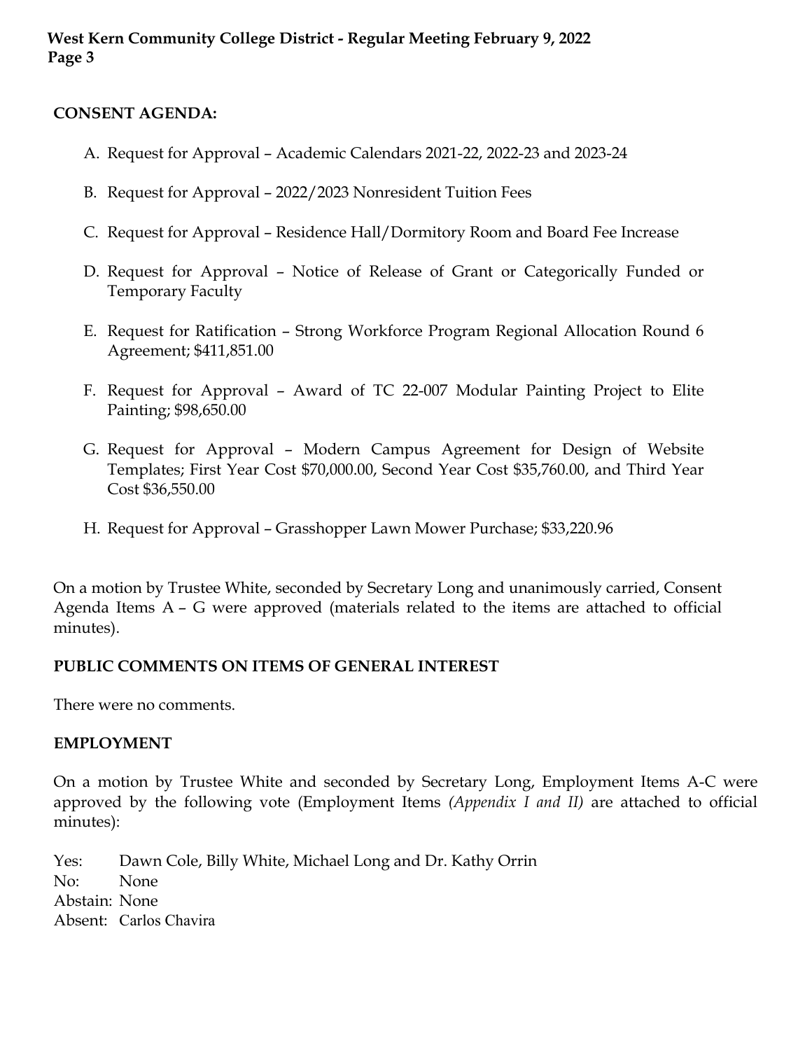## CONSENT AGENDA:

A. Request for Approval – Academic Calendars 2021-22, 2022-23 and 2023-24

B. Request for Approval – 2022/2023 Nonresident Tuition Fees

C. Request for Approval – Residence Hall/Dormitory Room and Board Fee Increase

D. Request for Approval – Notice of Release of Grant or Categorically Funded or Temporary Faculty

E. Request for Ratification – Strong Workforce Program Regional Allocation Round 6 Agreement; $411,851.00

F. Request for Approval – Award of TC 22-007 Modular Painting Project to Elite Painting; $98,650.00

G. Request for Approval – Modern Campus Agreement for Design of Website Templates; First Year Cost $70,000.00, Second Year Cost $35,760.00, and Third Year Cost $36,550.00

H. Request for Approval – Grasshopper Lawn Mower Purchase; $33,220.96

On a motion by Trustee White, seconded by Secretary Long and unanimously carried, Consent Agenda Items A – G were approved (materials related to the items are attached to official minutes).

## PUBLIC COMMENTS ON ITEMS OF GENERAL INTEREST

There were no comments.

## EMPLOYMENT

On a motion by Trustee White and seconded by Secretary Long, Employment Items A-C were approved by the following vote (Employment Items *(Appendix I and II)* are attached to official minutes):

Yes: Dawn Cole, Billy White, Michael Long and Dr. Kathy Orrin
No: None
Abstain: None
Absent: Carlos Chavira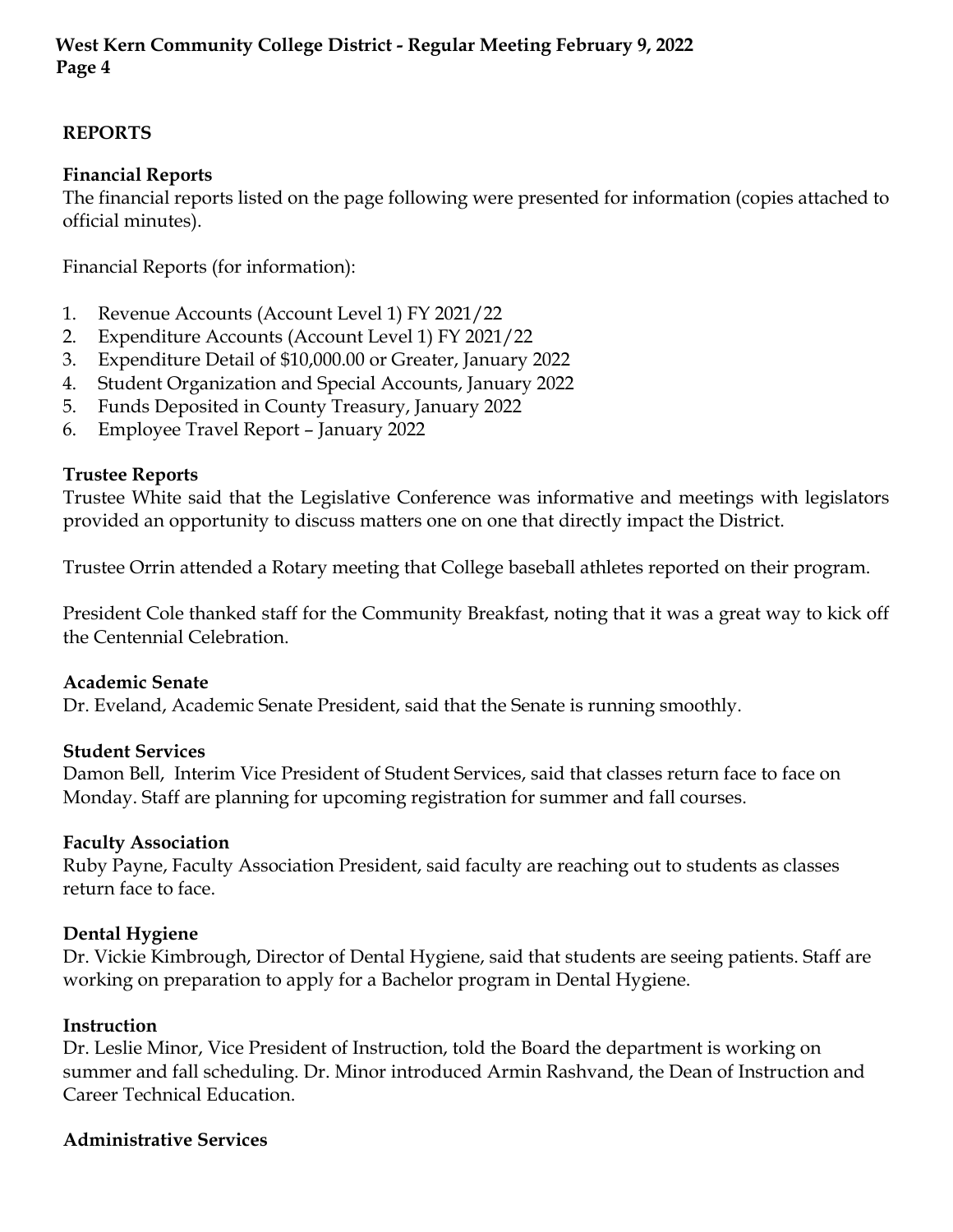## REPORTS

### Financial Reports

The financial reports listed on the page following were presented for information (copies attached to official minutes).

Financial Reports (for information):

1. Revenue Accounts (Account Level 1) FY 2021/22
2. Expenditure Accounts (Account Level 1) FY 2021/22
3. Expenditure Detail of $10,000.00 or Greater, January 2022
4. Student Organization and Special Accounts, January 2022
5. Funds Deposited in County Treasury, January 2022
6. Employee Travel Report – January 2022

### Trustee Reports

Trustee White said that the Legislative Conference was informative and meetings with legislators provided an opportunity to discuss matters one on one that directly impact the District.

Trustee Orrin attended a Rotary meeting that College baseball athletes reported on their program.

President Cole thanked staff for the Community Breakfast, noting that it was a great way to kick off the Centennial Celebration.

### Academic Senate

Dr. Eveland, Academic Senate President, said that the Senate is running smoothly.

### Student Services

Damon Bell, Interim Vice President of Student Services, said that classes return face to face on Monday. Staff are planning for upcoming registration for summer and fall courses.

### Faculty Association

Ruby Payne, Faculty Association President, said faculty are reaching out to students as classes return face to face.

### Dental Hygiene

Dr. Vickie Kimbrough, Director of Dental Hygiene, said that students are seeing patients. Staff are working on preparation to apply for a Bachelor program in Dental Hygiene.

### Instruction

Dr. Leslie Minor, Vice President of Instruction, told the Board the department is working on summer and fall scheduling. Dr. Minor introduced Armin Rashvand, the Dean of Instruction and Career Technical Education.

### Administrative Services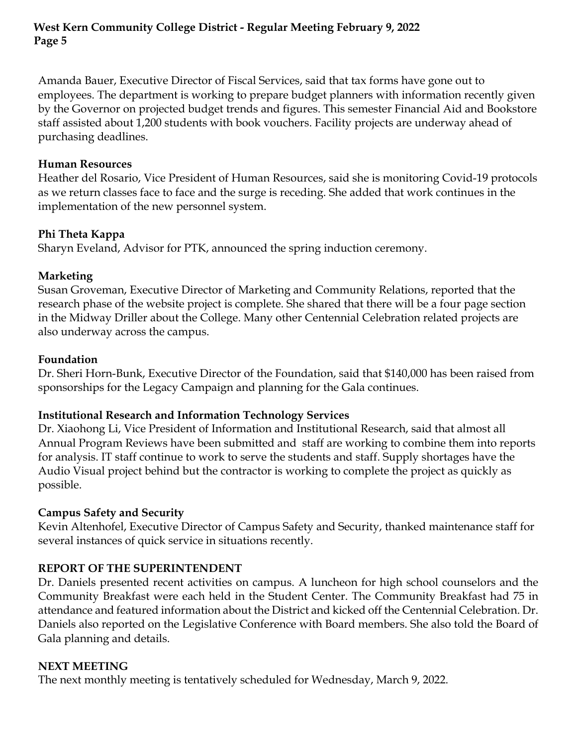Amanda Bauer, Executive Director of Fiscal Services, said that tax forms have gone out to employees. The department is working to prepare budget planners with information recently given by the Governor on projected budget trends and figures. This semester Financial Aid and Bookstore staff assisted about 1,200 students with book vouchers. Facility projects are underway ahead of purchasing deadlines.

**Human Resources**
Heather del Rosario, Vice President of Human Resources, said she is monitoring Covid-19 protocols as we return classes face to face and the surge is receding. She added that work continues in the implementation of the new personnel system.

**Phi Theta Kappa**
Sharyn Eveland, Advisor for PTK, announced the spring induction ceremony.

**Marketing**
Susan Groveman, Executive Director of Marketing and Community Relations, reported that the research phase of the website project is complete. She shared that there will be a four page section in the Midway Driller about the College. Many other Centennial Celebration related projects are also underway across the campus.

**Foundation**
Dr. Sheri Horn-Bunk, Executive Director of the Foundation, said that $140,000 has been raised from sponsorships for the Legacy Campaign and planning for the Gala continues.

**Institutional Research and Information Technology Services**
Dr. Xiaohong Li, Vice President of Information and Institutional Research, said that almost all Annual Program Reviews have been submitted and staff are working to combine them into reports for analysis. IT staff continue to work to serve the students and staff. Supply shortages have the Audio Visual project behind but the contractor is working to complete the project as quickly as possible.

**Campus Safety and Security**
Kevin Altenhofel, Executive Director of Campus Safety and Security, thanked maintenance staff for several instances of quick service in situations recently.

**REPORT OF THE SUPERINTENDENT**
Dr. Daniels presented recent activities on campus. A luncheon for high school counselors and the Community Breakfast were each held in the Student Center. The Community Breakfast had 75 in attendance and featured information about the District and kicked off the Centennial Celebration. Dr. Daniels also reported on the Legislative Conference with Board members. She also told the Board of Gala planning and details.

**NEXT MEETING**
The next monthly meeting is tentatively scheduled for Wednesday, March 9, 2022.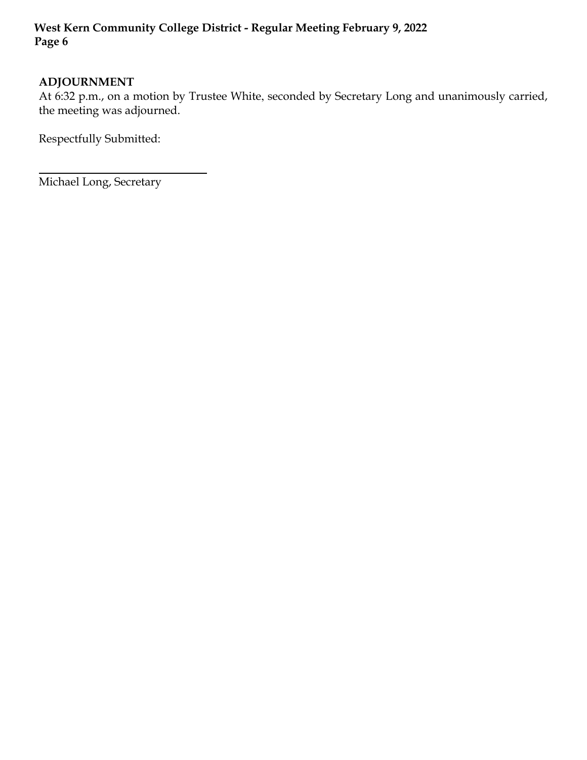## ADJOURNMENT

At 6:32 p.m., on a motion by Trustee White, seconded by Secretary Long and unanimously carried, the meeting was adjourned.

Respectfully Submitted:

\_\_\_\_\_\_\_\_\_\_\_\_\_\_\_\_\_\_\_\_\_\_\_\_\_\_\_\_\_\_

Michael Long, Secretary